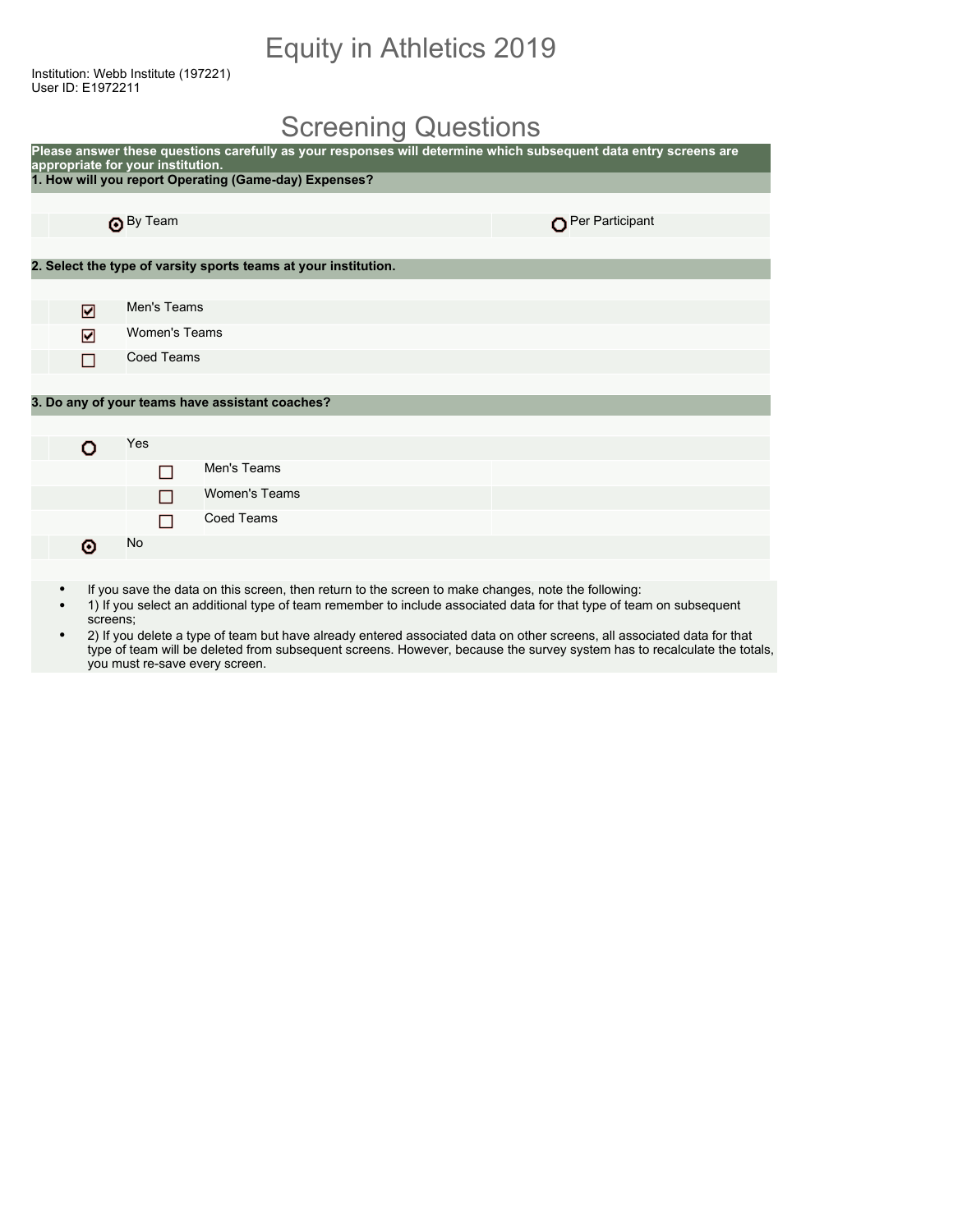# Equity in Athletics 2019

Institution: Webb Institute (197221)
User ID: E1972211

## Screening Questions

**Please answer these questions carefully as your responses will determine which subsequent data entry screens are appropriate for your institution.**

**1. How will you report Operating (Game-day) Expenses?**

- (•) By Team
- ( ) Per Participant

**2. Select the type of varsity sports teams at your institution.**

- [x] Men's Teams
- [x] Women's Teams
- [ ] Coed Teams

**3. Do any of your teams have assistant coaches?**

- ( ) Yes
  - [ ] Men's Teams
  - [ ] Women's Teams
  - [ ] Coed Teams
- (•) No

- If you save the data on this screen, then return to the screen to make changes, note the following:
- 1) If you select an additional type of team remember to include associated data for that type of team on subsequent screens;
- 2) If you delete a type of team but have already entered associated data on other screens, all associated data for that type of team will be deleted from subsequent screens. However, because the survey system has to recalculate the totals, you must re-save every screen.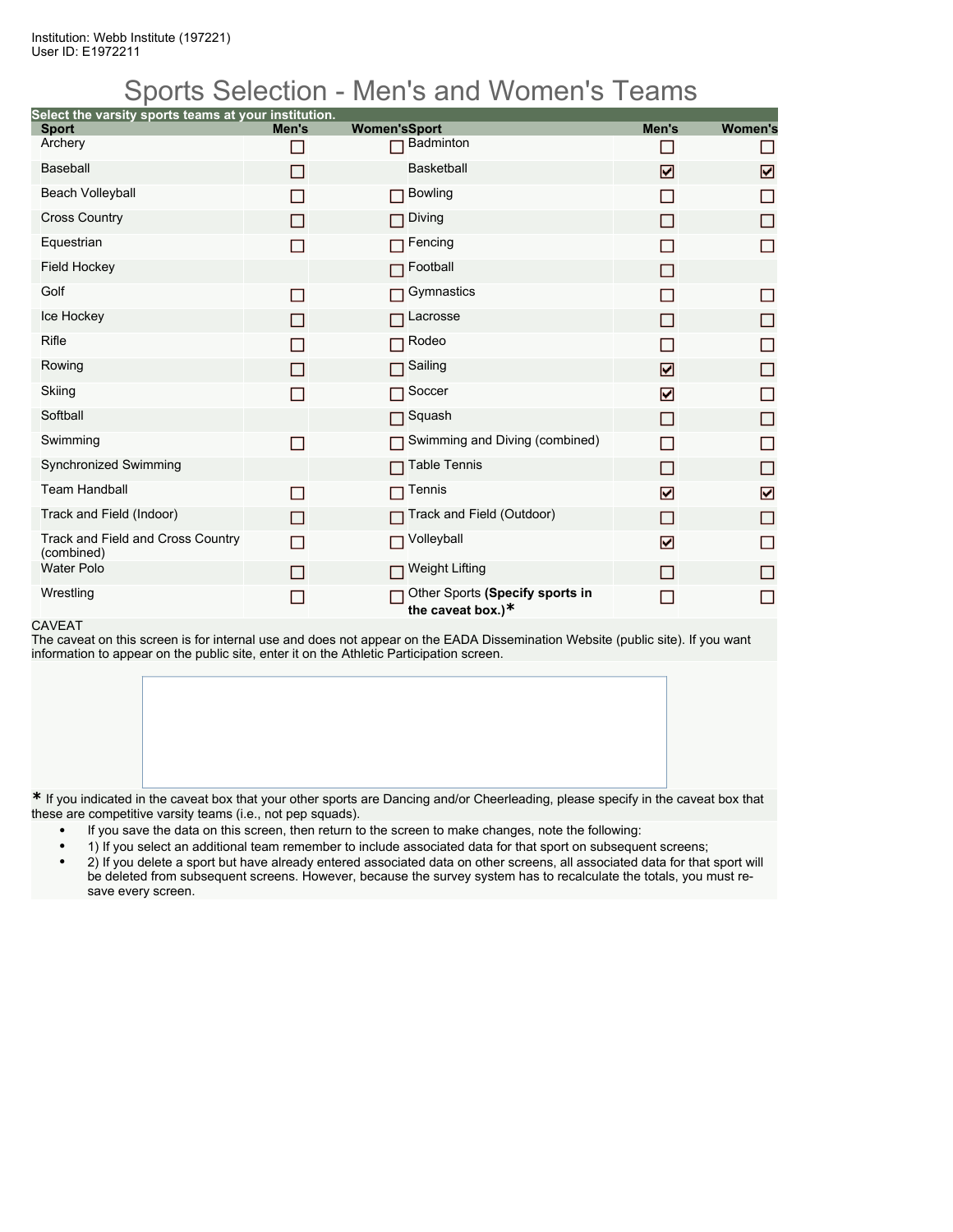Institution: Webb Institute (197221)
User ID: E1972211

# Sports Selection - Men's and Women's Teams

Select the varsity sports teams at your institution.

| Sport | Men's | Women's | Sport | Men's | Women's |
|---|---|---|---|---|---|
| Archery | ☐ | ☐ | Badminton | ☐ | ☐ |
| Baseball | ☐ | | Basketball | ☑ | ☑ |
| Beach Volleyball | ☐ | ☐ | Bowling | ☐ | ☐ |
| Cross Country | ☐ | ☐ | Diving | ☐ | ☐ |
| Equestrian | ☐ | ☐ | Fencing | ☐ | ☐ |
| Field Hockey | | ☐ | Football | ☐ | |
| Golf | ☐ | ☐ | Gymnastics | ☐ | ☐ |
| Ice Hockey | ☐ | ☐ | Lacrosse | ☐ | ☐ |
| Rifle | ☐ | ☐ | Rodeo | ☐ | ☐ |
| Rowing | ☐ | ☐ | Sailing | ☑ | ☐ |
| Skiing | ☐ | ☐ | Soccer | ☑ | ☐ |
| Softball | | ☐ | Squash | ☐ | ☐ |
| Swimming | ☐ | ☐ | Swimming and Diving (combined) | ☐ | ☐ |
| Synchronized Swimming | | ☐ | Table Tennis | ☐ | ☐ |
| Team Handball | ☐ | ☐ | Tennis | ☑ | ☑ |
| Track and Field (Indoor) | ☐ | ☐ | Track and Field (Outdoor) | ☐ | ☐ |
| Track and Field and Cross Country (combined) | ☐ | ☐ | Volleyball | ☑ | ☐ |
| Water Polo | ☐ | ☐ | Weight Lifting | ☐ | ☐ |
| Wrestling | ☐ | ☐ | Other Sports **(Specify sports in the caveat box.)*** | ☐ | ☐ |

CAVEAT

The caveat on this screen is for internal use and does not appear on the EADA Dissemination Website (public site). If you want information to appear on the public site, enter it on the Athletic Participation screen.

* If you indicated in the caveat box that your other sports are Dancing and/or Cheerleading, please specify in the caveat box that these are competitive varsity teams (i.e., not pep squads).

- If you save the data on this screen, then return to the screen to make changes, note the following:
- 1) If you select an additional team remember to include associated data for that sport on subsequent screens;
- 2) If you delete a sport but have already entered associated data on other screens, all associated data for that sport will be deleted from subsequent screens. However, because the survey system has to recalculate the totals, you must re-save every screen.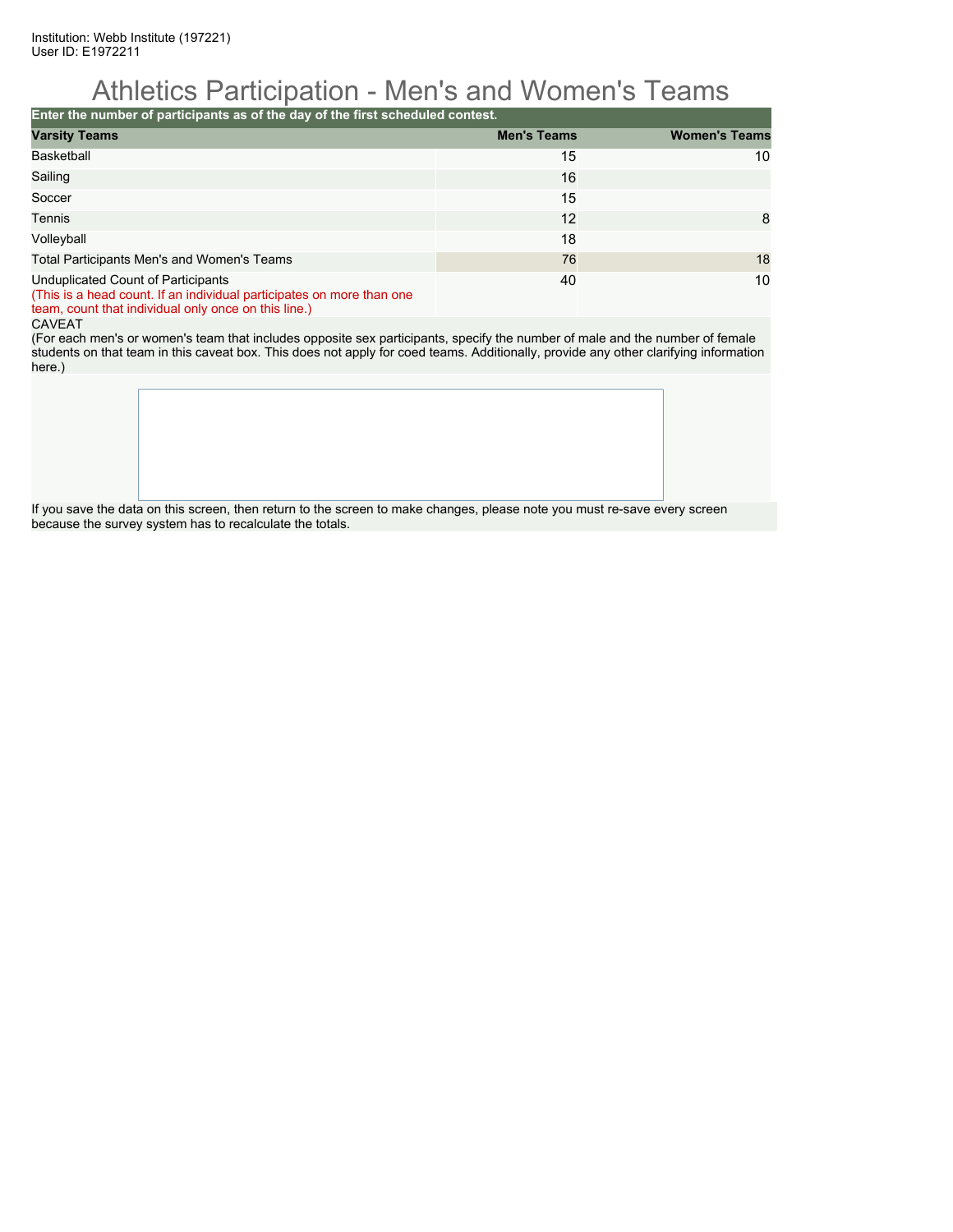Institution: Webb Institute (197221)
User ID: E1972211

# Athletics Participation - Men's and Women's Teams

**Enter the number of participants as of the day of the first scheduled contest.**

| Varsity Teams | Men's Teams | Women's Teams |
|---|---|---|
| Basketball | 15 | 10 |
| Sailing | 16 | |
| Soccer | 15 | |
| Tennis | 12 | 8 |
| Volleyball | 18 | |
| Total Participants Men's and Women's Teams | 76 | 18 |
| Unduplicated Count of Participants (This is a head count. If an individual participates on more than one team, count that individual only once on this line.) | 40 | 10 |

CAVEAT
(For each men's or women's team that includes opposite sex participants, specify the number of male and the number of female students on that team in this caveat box. This does not apply for coed teams. Additionally, provide any other clarifying information here.)

If you save the data on this screen, then return to the screen to make changes, please note you must re-save every screen because the survey system has to recalculate the totals.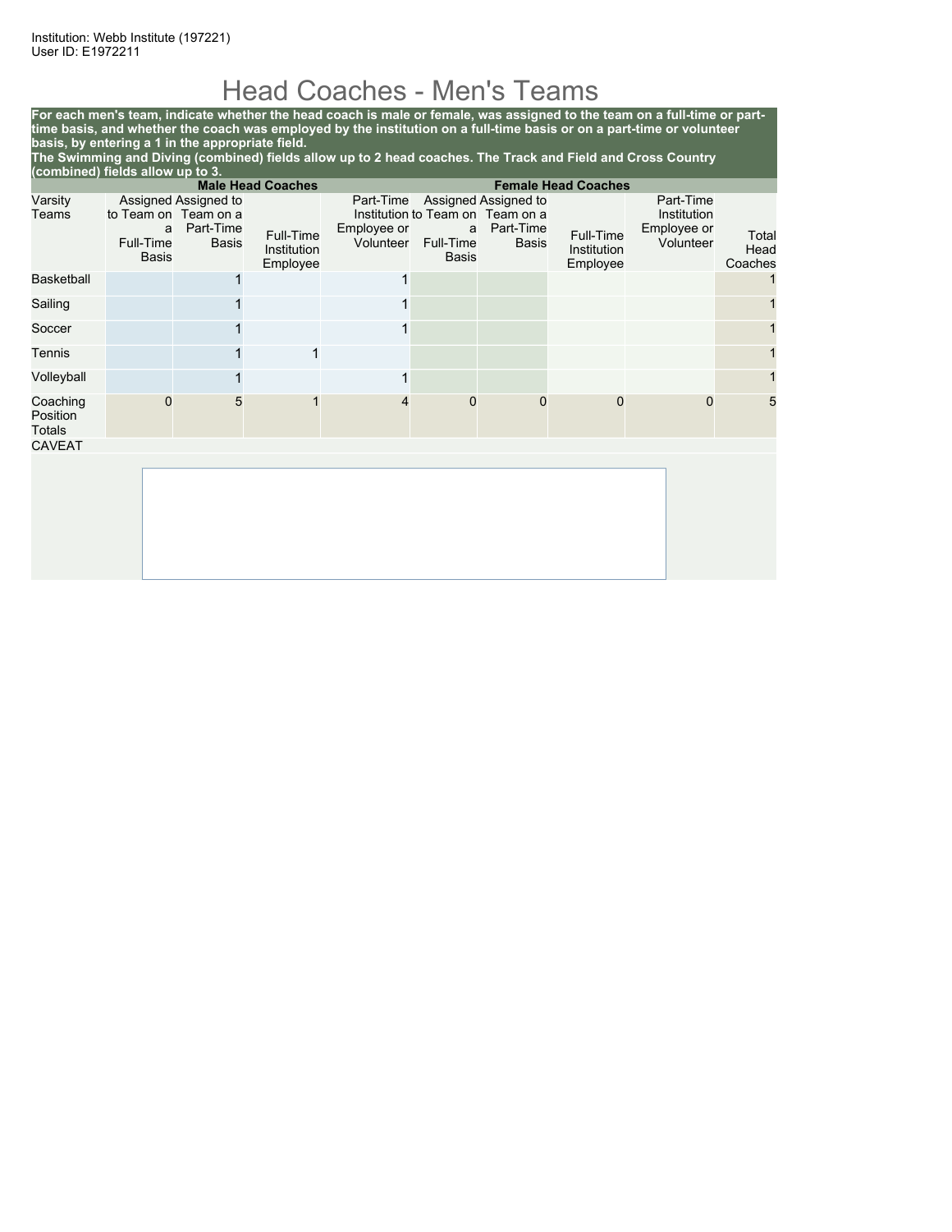Institution: Webb Institute (197221)
User ID: E1972211

# Head Coaches - Men's Teams

**For each men's team, indicate whether the head coach is male or female, was assigned to the team on a full-time or part-time basis, and whether the coach was employed by the institution on a full-time basis or on a part-time or volunteer basis, by entering a 1 in the appropriate field.**
**The Swimming and Diving (combined) fields allow up to 2 head coaches. The Track and Field and Cross Country (combined) fields allow up to 3.**

| | Male Head Coaches | | | | Female Head Coaches | | | | |
|---|---|---|---|---|---|---|---|---|---|
| Varsity Teams | Assigned to Team on a Full-Time Basis | Assigned to Team on a Part-Time Basis | Full-Time Institution Employee | Part-Time Institution Employee or Volunteer | Assigned to Team on a Full-Time Basis | Assigned to Team on a Part-Time Basis | Full-Time Institution Employee | Part-Time Institution Employee or Volunteer | Total Head Coaches |
| Basketball | | 1 | | 1 | | | | | 1 |
| Sailing | | 1 | | 1 | | | | | 1 |
| Soccer | | 1 | | 1 | | | | | 1 |
| Tennis | | 1 | 1 | | | | | | 1 |
| Volleyball | | 1 | | 1 | | | | | 1 |
| Coaching Position Totals | 0 | 5 | 1 | 4 | 0 | 0 | 0 | 0 | 5 |

CAVEAT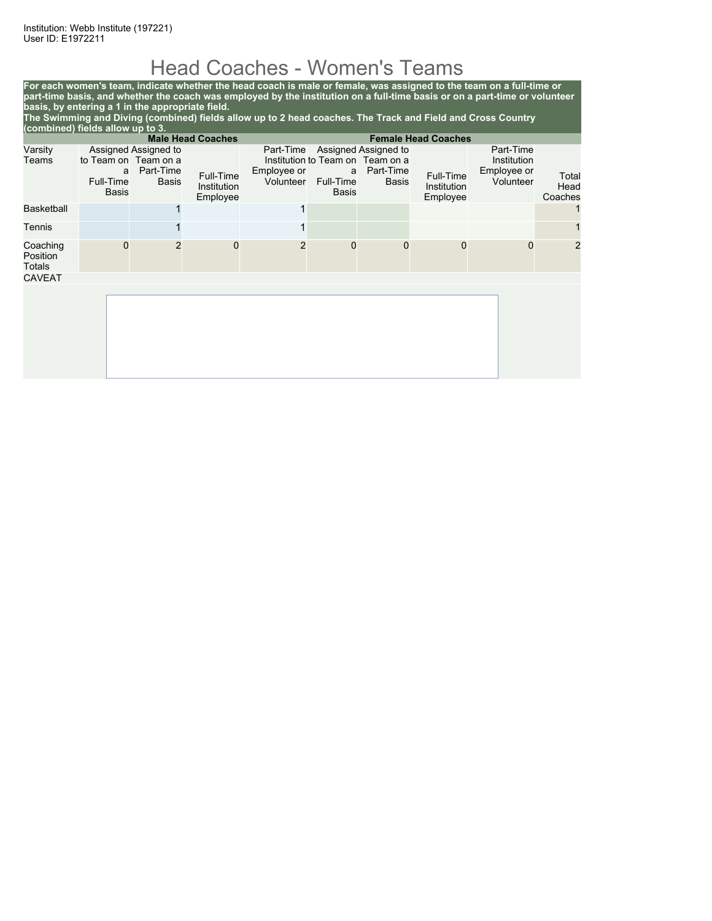Institution: Webb Institute (197221)
User ID: E1972211

# Head Coaches - Women's Teams

**For each women's team, indicate whether the head coach is male or female, was assigned to the team on a full-time or part-time basis, and whether the coach was employed by the institution on a full-time basis or on a part-time or volunteer basis, by entering a 1 in the appropriate field.**
**The Swimming and Diving (combined) fields allow up to 2 head coaches. The Track and Field and Cross Country (combined) fields allow up to 3.**

| | Male Head Coaches | | | | Female Head Coaches | | | | |
|---|---|---|---|---|---|---|---|---|---|
| Varsity Teams | Assigned to Team on a Full-Time Basis | Assigned to Team on a Part-Time Basis | Full-Time Institution Employee | Part-Time Institution Employee or Volunteer | Assigned to Team on a Full-Time Basis | Assigned to Team on a Part-Time Basis | Full-Time Institution Employee | Part-Time Institution Employee or Volunteer | Total Head Coaches |
| Basketball | | 1 | | 1 | | | | | 1 |
| Tennis | | 1 | | 1 | | | | | 1 |
| Coaching Position Totals | 0 | 2 | 0 | 2 | 0 | 0 | 0 | 0 | 2 |

CAVEAT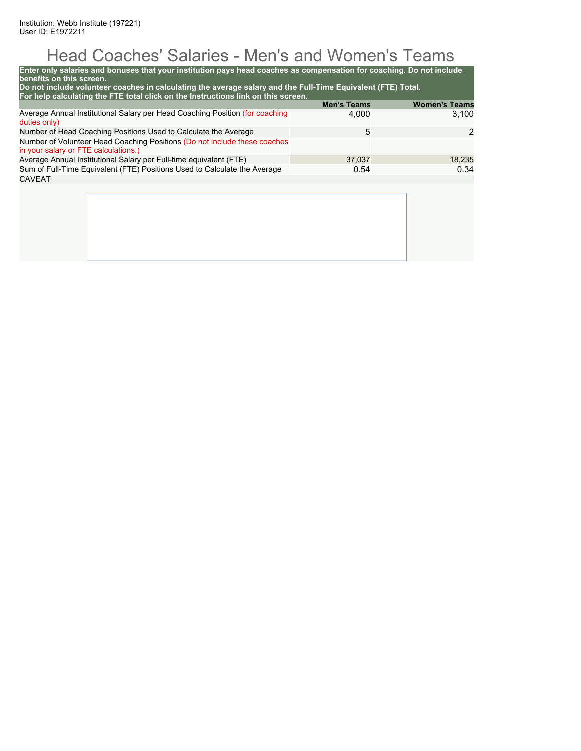Institution: Webb Institute (197221)
User ID: E1972211

# Head Coaches' Salaries - Men's and Women's Teams

**Enter only salaries and bonuses that your institution pays head coaches as compensation for coaching. Do not include benefits on this screen.**
**Do not include volunteer coaches in calculating the average salary and the Full-Time Equivalent (FTE) Total.**
**For help calculating the FTE total click on the Instructions link on this screen.**

| | Men's Teams | Women's Teams |
|---|---|---|
| Average Annual Institutional Salary per Head Coaching Position (for coaching duties only) | 4,000 | 3,100 |
| Number of Head Coaching Positions Used to Calculate the Average | 5 | 2 |
| Number of Volunteer Head Coaching Positions (Do not include these coaches in your salary or FTE calculations.) | | |
| Average Annual Institutional Salary per Full-time equivalent (FTE) | 37,037 | 18,235 |
| Sum of Full-Time Equivalent (FTE) Positions Used to Calculate the Average | 0.54 | 0.34 |

CAVEAT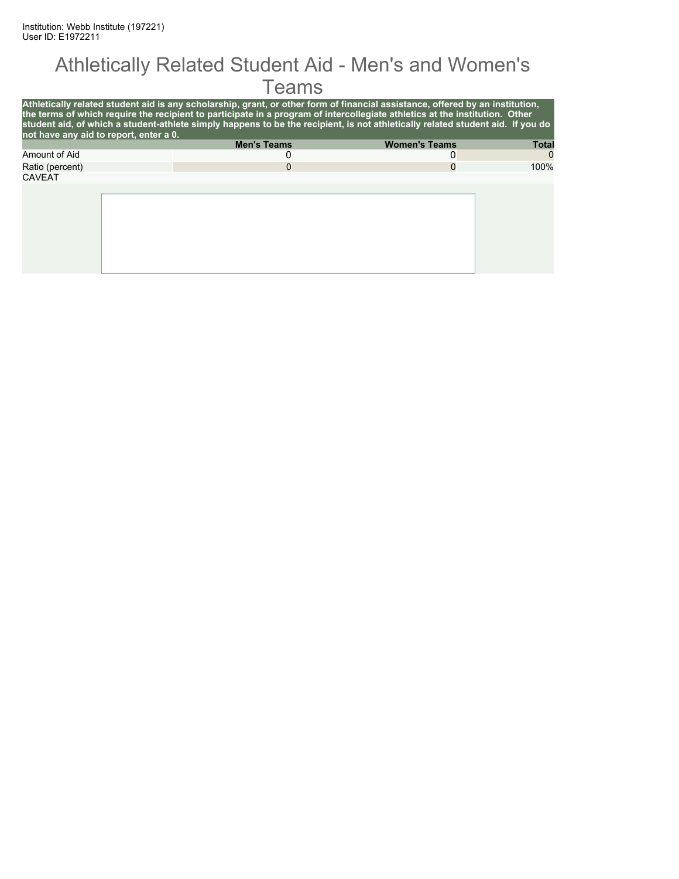Institution: Webb Institute (197221)
User ID: E1972211

# Athletically Related Student Aid - Men's and Women's Teams

**Athletically related student aid is any scholarship, grant, or other form of financial assistance, offered by an institution, the terms of which require the recipient to participate in a program of intercollegiate athletics at the institution. Other student aid, of which a student-athlete simply happens to be the recipient, is not athletically related student aid. If you do not have any aid to report, enter a 0.**

| | Men's Teams | Women's Teams | Total |
|---|---|---|---|
| Amount of Aid | 0 | 0 | 0 |
| Ratio (percent) | 0 | 0 | 100% |

CAVEAT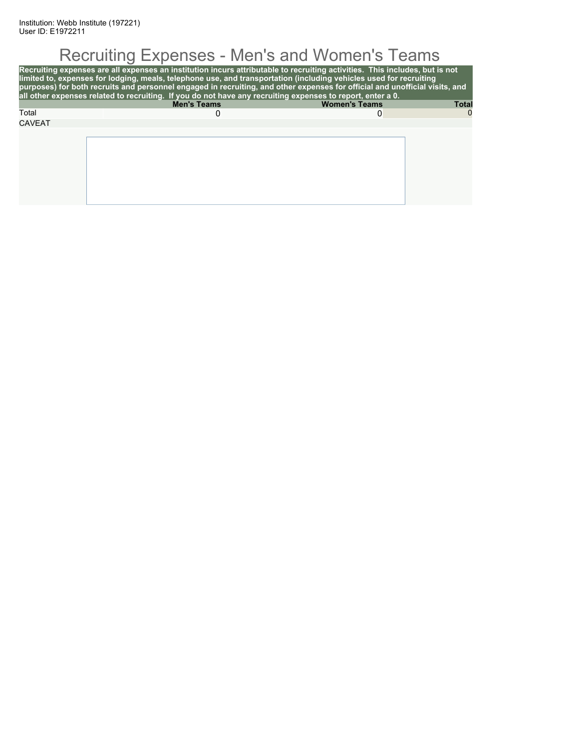Institution: Webb Institute (197221)
User ID: E1972211

# Recruiting Expenses - Men's and Women's Teams

**Recruiting expenses are all expenses an institution incurs attributable to recruiting activities. This includes, but is not limited to, expenses for lodging, meals, telephone use, and transportation (including vehicles used for recruiting purposes) for both recruits and personnel engaged in recruiting, and other expenses for official and unofficial visits, and all other expenses related to recruiting. If you do not have any recruiting expenses to report, enter a 0.**

| | Men's Teams | Women's Teams | Total |
|---|---|---|---|
| Total | 0 | 0 | 0 |

CAVEAT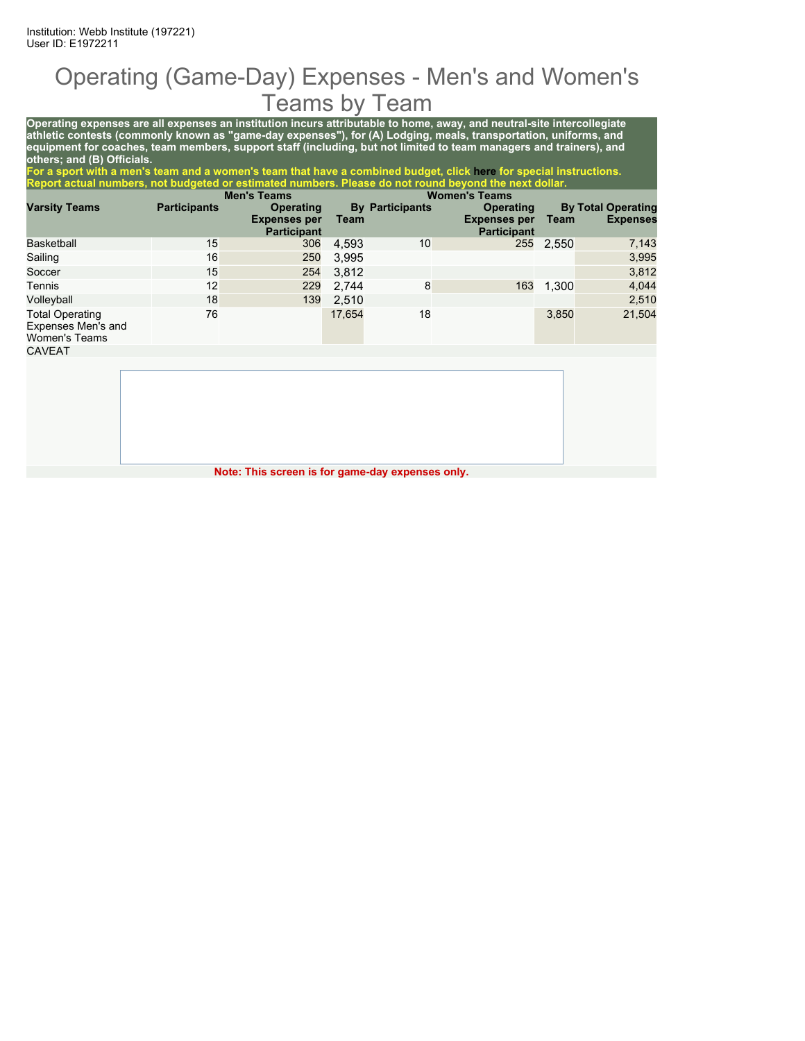Institution: Webb Institute (197221)
User ID: E1972211

# Operating (Game-Day) Expenses - Men's and Women's Teams by Team

**Operating expenses are all expenses an institution incurs attributable to home, away, and neutral-site intercollegiate athletic contests (commonly known as "game-day expenses"), for (A) Lodging, meals, transportation, uniforms, and equipment for coaches, team members, support staff (including, but not limited to team managers and trainers), and others; and (B) Officials.**

**For a sport with a men's team and a women's team that have a combined budget, click here for special instructions. Report actual numbers, not budgeted or estimated numbers. Please do not round beyond the next dollar.**

| | Men's Teams | | | Women's Teams | | | |
|---|---|---|---|---|---|---|---|
| Varsity Teams | Participants | Operating Expenses per Participant | By Team | Participants | Operating Expenses per Participant | By Team | Total Operating Expenses |
| Basketball | 15 | 306 | 4,593 | 10 | 255 | 2,550 | 7,143 |
| Sailing | 16 | 250 | 3,995 | | | | 3,995 |
| Soccer | 15 | 254 | 3,812 | | | | 3,812 |
| Tennis | 12 | 229 | 2,744 | 8 | 163 | 1,300 | 4,044 |
| Volleyball | 18 | 139 | 2,510 | | | | 2,510 |
| Total Operating Expenses Men's and Women's Teams | 76 | | 17,654 | 18 | | 3,850 | 21,504 |

CAVEAT

**Note: This screen is for game-day expenses only.**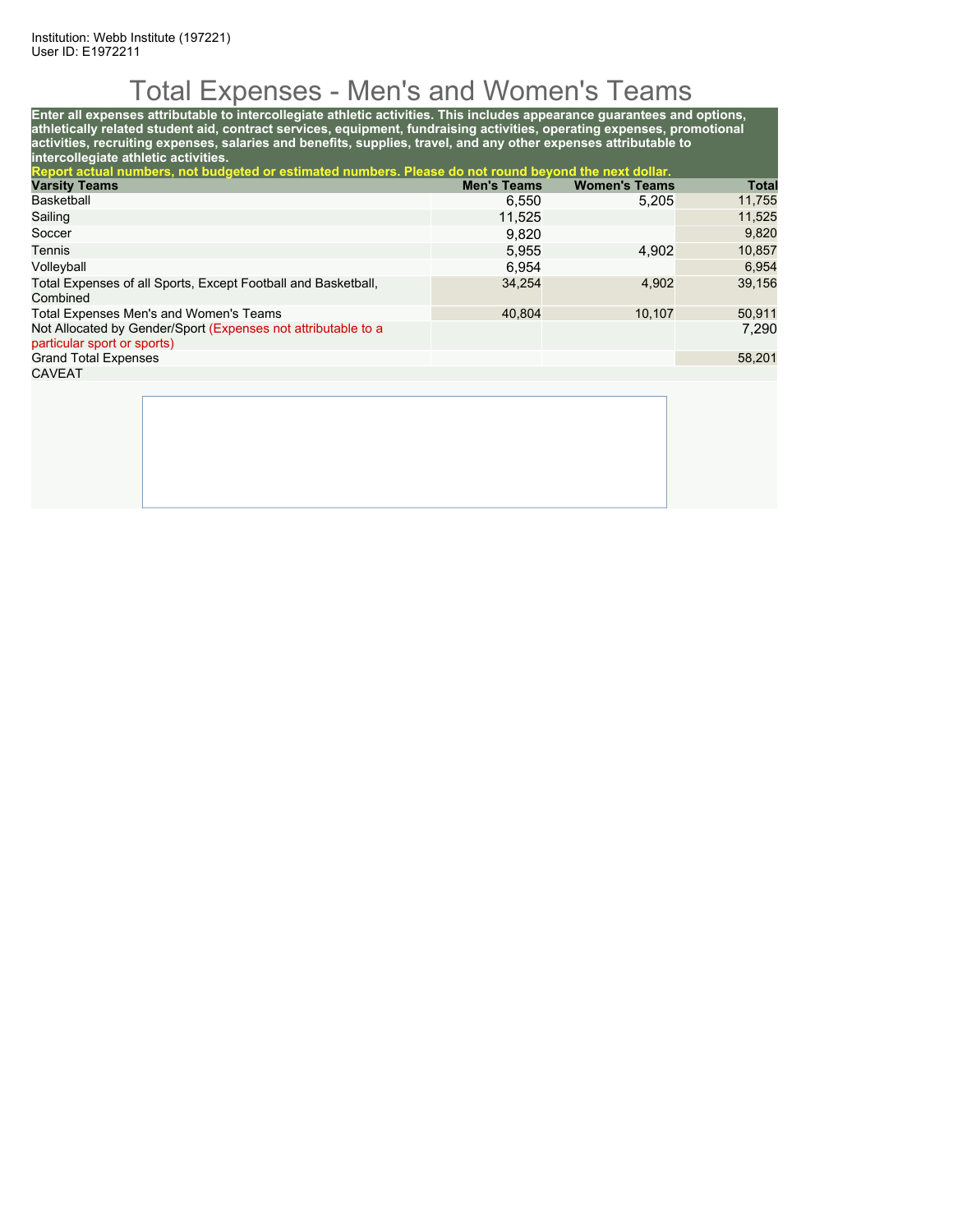Institution: Webb Institute (197221)
User ID: E1972211

# Total Expenses - Men's and Women's Teams

**Enter all expenses attributable to intercollegiate athletic activities. This includes appearance guarantees and options, athletically related student aid, contract services, equipment, fundraising activities, operating expenses, promotional activities, recruiting expenses, salaries and benefits, supplies, travel, and any other expenses attributable to intercollegiate athletic activities.**

**Report actual numbers, not budgeted or estimated numbers. Please do not round beyond the next dollar.**

| Varsity Teams | Men's Teams | Women's Teams | Total |
|---|---|---|---|
| Basketball | 6,550 | 5,205 | 11,755 |
| Sailing | 11,525 | | 11,525 |
| Soccer | 9,820 | | 9,820 |
| Tennis | 5,955 | 4,902 | 10,857 |
| Volleyball | 6,954 | | 6,954 |
| Total Expenses of all Sports, Except Football and Basketball, Combined | 34,254 | 4,902 | 39,156 |
| Total Expenses Men's and Women's Teams | 40,804 | 10,107 | 50,911 |
| Not Allocated by Gender/Sport (Expenses not attributable to a particular sport or sports) | | | 7,290 |
| Grand Total Expenses | | | 58,201 |

CAVEAT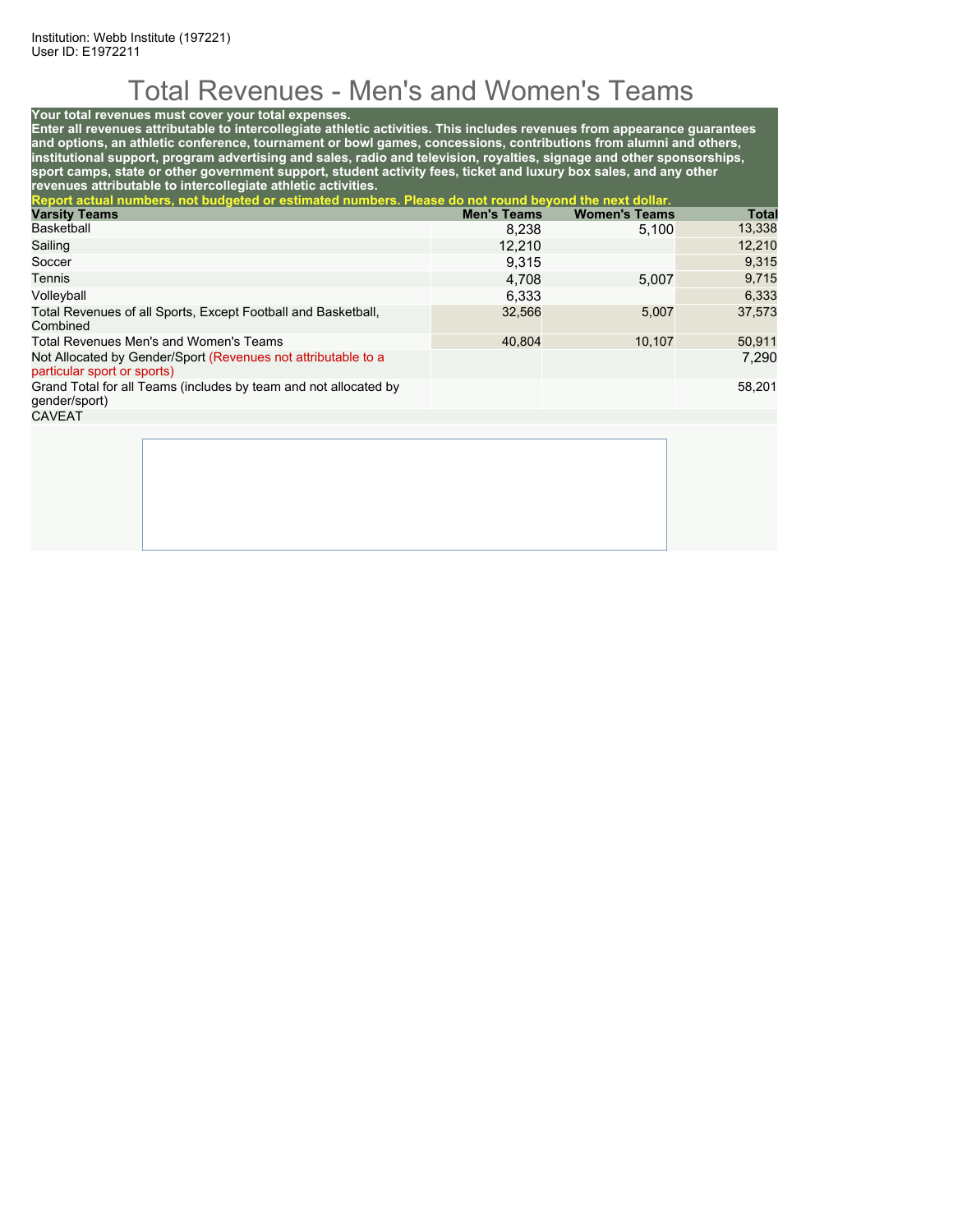Institution: Webb Institute (197221)
User ID: E1972211

# Total Revenues - Men's and Women's Teams

**Your total revenues must cover your total expenses.**
**Enter all revenues attributable to intercollegiate athletic activities. This includes revenues from appearance guarantees and options, an athletic conference, tournament or bowl games, concessions, contributions from alumni and others, institutional support, program advertising and sales, radio and television, royalties, signage and other sponsorships, sport camps, state or other government support, student activity fees, ticket and luxury box sales, and any other revenues attributable to intercollegiate athletic activities.**
**Report actual numbers, not budgeted or estimated numbers. Please do not round beyond the next dollar.**

| Varsity Teams | Men's Teams | Women's Teams | Total |
|---|---|---|---|
| Basketball | 8,238 | 5,100 | 13,338 |
| Sailing | 12,210 | | 12,210 |
| Soccer | 9,315 | | 9,315 |
| Tennis | 4,708 | 5,007 | 9,715 |
| Volleyball | 6,333 | | 6,333 |
| Total Revenues of all Sports, Except Football and Basketball, Combined | 32,566 | 5,007 | 37,573 |
| Total Revenues Men's and Women's Teams | 40,804 | 10,107 | 50,911 |
| Not Allocated by Gender/Sport (Revenues not attributable to a particular sport or sports) | | | 7,290 |
| Grand Total for all Teams (includes by team and not allocated by gender/sport) | | | 58,201 |

CAVEAT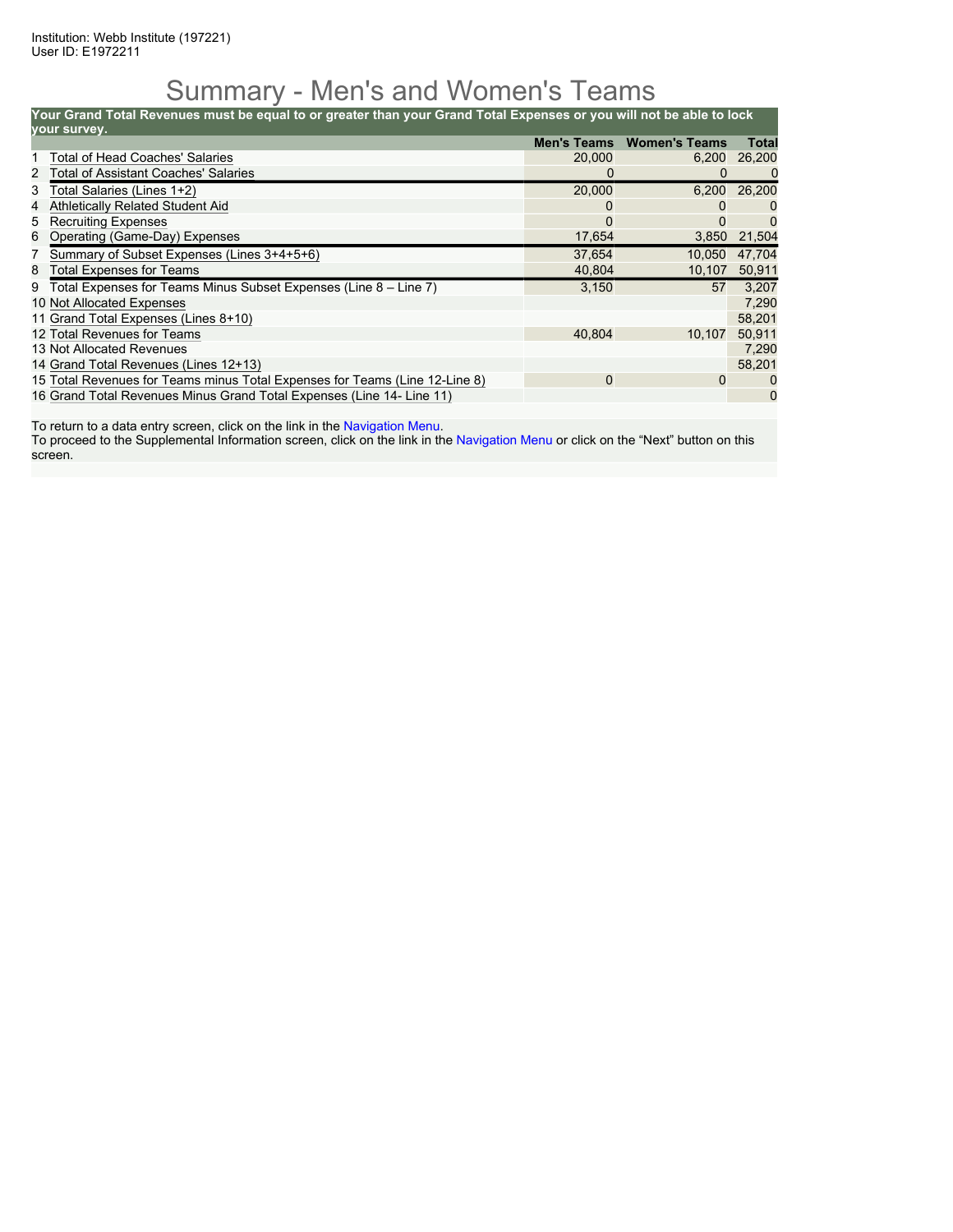Institution: Webb Institute (197221)
User ID: E1972211

# Summary - Men's and Women's Teams

**Your Grand Total Revenues must be equal to or greater than your Grand Total Expenses or you will not be able to lock your survey.**

| | | Men's Teams | Women's Teams | Total |
|---|---|---|---|---|
| 1 | Total of Head Coaches' Salaries | 20,000 | 6,200 | 26,200 |
| 2 | Total of Assistant Coaches' Salaries | 0 | 0 | 0 |
| 3 | Total Salaries (Lines 1+2) | 20,000 | 6,200 | 26,200 |
| 4 | Athletically Related Student Aid | 0 | 0 | 0 |
| 5 | Recruiting Expenses | 0 | 0 | 0 |
| 6 | Operating (Game-Day) Expenses | 17,654 | 3,850 | 21,504 |
| 7 | Summary of Subset Expenses (Lines 3+4+5+6) | 37,654 | 10,050 | 47,704 |
| 8 | Total Expenses for Teams | 40,804 | 10,107 | 50,911 |
| 9 | Total Expenses for Teams Minus Subset Expenses (Line 8 – Line 7) | 3,150 | 57 | 3,207 |
| 10 | Not Allocated Expenses | | | 7,290 |
| 11 | Grand Total Expenses (Lines 8+10) | | | 58,201 |
| 12 | Total Revenues for Teams | 40,804 | 10,107 | 50,911 |
| 13 | Not Allocated Revenues | | | 7,290 |
| 14 | Grand Total Revenues (Lines 12+13) | | | 58,201 |
| 15 | Total Revenues for Teams minus Total Expenses for Teams (Line 12-Line 8) | 0 | 0 | 0 |
| 16 | Grand Total Revenues Minus Grand Total Expenses (Line 14- Line 11) | | | 0 |

To return to a data entry screen, click on the link in the Navigation Menu.
To proceed to the Supplemental Information screen, click on the link in the Navigation Menu or click on the "Next" button on this screen.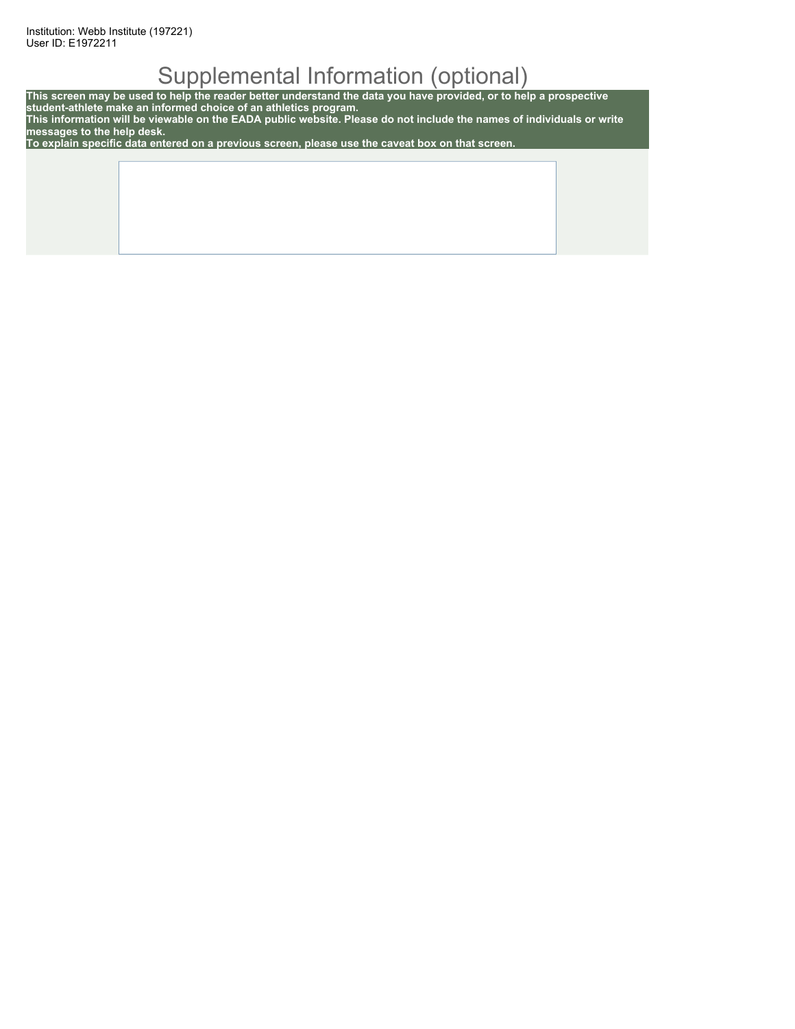Institution: Webb Institute (197221)
User ID: E1972211

# Supplemental Information (optional)

**This screen may be used to help the reader better understand the data you have provided, or to help a prospective student-athlete make an informed choice of an athletics program.**
**This information will be viewable on the EADA public website. Please do not include the names of individuals or write messages to the help desk.**
**To explain specific data entered on a previous screen, please use the caveat box on that screen.**